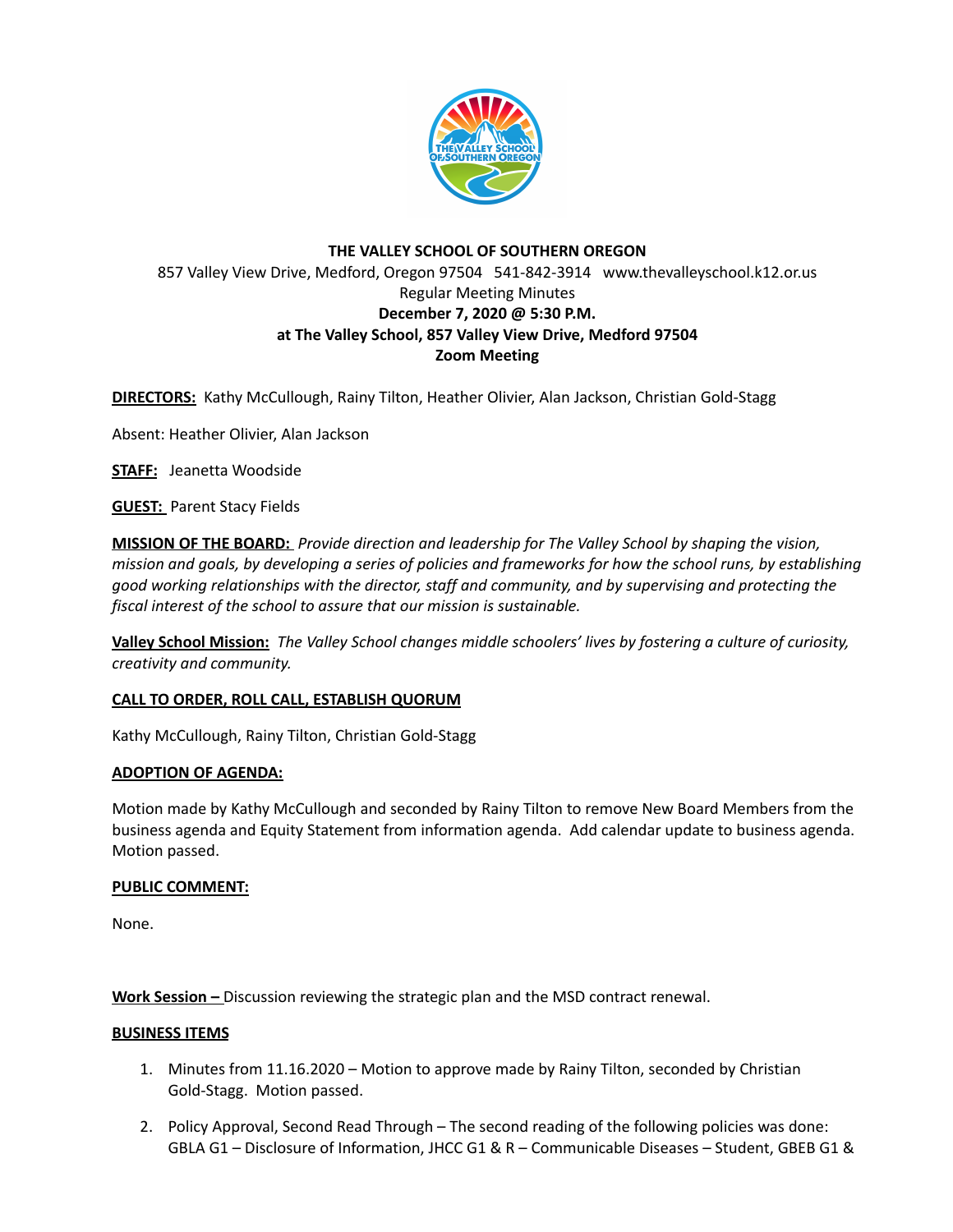**THE VALLEY SCHOOL OF SOUTHERN OREGON**

857 Valley View Drive, Medford, Oregon 97504   541-842-3914   www.thevalleyschool.k12.or.us

Regular Meeting Minutes

**December 7, 2020 @ 5:30 P.M.**

**at The Valley School, 857 Valley View Drive, Medford 97504**

**Zoom Meeting**

**DIRECTORS:** Kathy McCullough, Rainy Tilton, Heather Olivier, Alan Jackson, Christian Gold-Stagg

Absent: Heather Olivier, Alan Jackson

**STAFF:** Jeanetta Woodside

**GUEST:** Parent Stacy Fields

**MISSION OF THE BOARD:** *Provide direction and leadership for The Valley School by shaping the vision, mission and goals, by developing a series of policies and frameworks for how the school runs, by establishing good working relationships with the director, staff and community, and by supervising and protecting the fiscal interest of the school to assure that our mission is sustainable.*

**Valley School Mission:** *The Valley School changes middle schoolers' lives by fostering a culture of curiosity, creativity and community.*

**CALL TO ORDER, ROLL CALL, ESTABLISH QUORUM**

Kathy McCullough, Rainy Tilton, Christian Gold-Stagg

**ADOPTION OF AGENDA:**

Motion made by Kathy McCullough and seconded by Rainy Tilton to remove New Board Members from the business agenda and Equity Statement from information agenda. Add calendar update to business agenda. Motion passed.

**PUBLIC COMMENT:**

None.

**Work Session –** Discussion reviewing the strategic plan and the MSD contract renewal.

**BUSINESS ITEMS**

1. Minutes from 11.16.2020 – Motion to approve made by Rainy Tilton, seconded by Christian Gold-Stagg. Motion passed.
2. Policy Approval, Second Read Through – The second reading of the following policies was done: GBLA G1 – Disclosure of Information, JHCC G1 & R – Communicable Diseases – Student, GBEB G1 &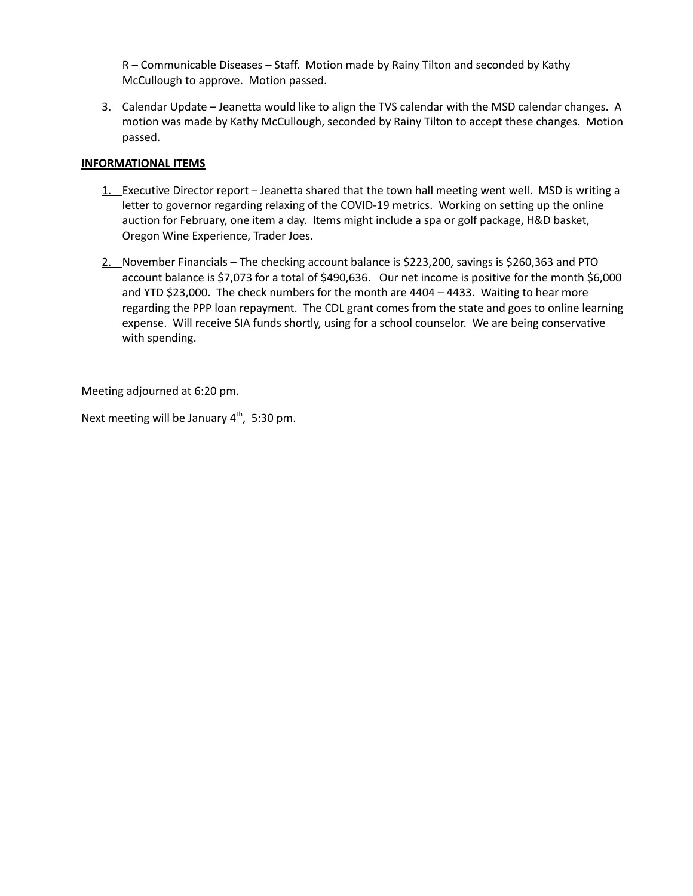R – Communicable Diseases – Staff. Motion made by Rainy Tilton and seconded by Kathy McCullough to approve. Motion passed.

3. Calendar Update – Jeanetta would like to align the TVS calendar with the MSD calendar changes. A motion was made by Kathy McCullough, seconded by Rainy Tilton to accept these changes. Motion passed.

**INFORMATIONAL ITEMS**

1. Executive Director report – Jeanetta shared that the town hall meeting went well. MSD is writing a letter to governor regarding relaxing of the COVID-19 metrics. Working on setting up the online auction for February, one item a day. Items might include a spa or golf package, H&D basket, Oregon Wine Experience, Trader Joes.

2. November Financials – The checking account balance is $223,200, savings is $260,363 and PTO account balance is $7,073 for a total of $490,636. Our net income is positive for the month $6,000 and YTD $23,000. The check numbers for the month are 4404 – 4433. Waiting to hear more regarding the PPP loan repayment. The CDL grant comes from the state and goes to online learning expense. Will receive SIA funds shortly, using for a school counselor. We are being conservative with spending.

Meeting adjourned at 6:20 pm.

Next meeting will be January 4th, 5:30 pm.